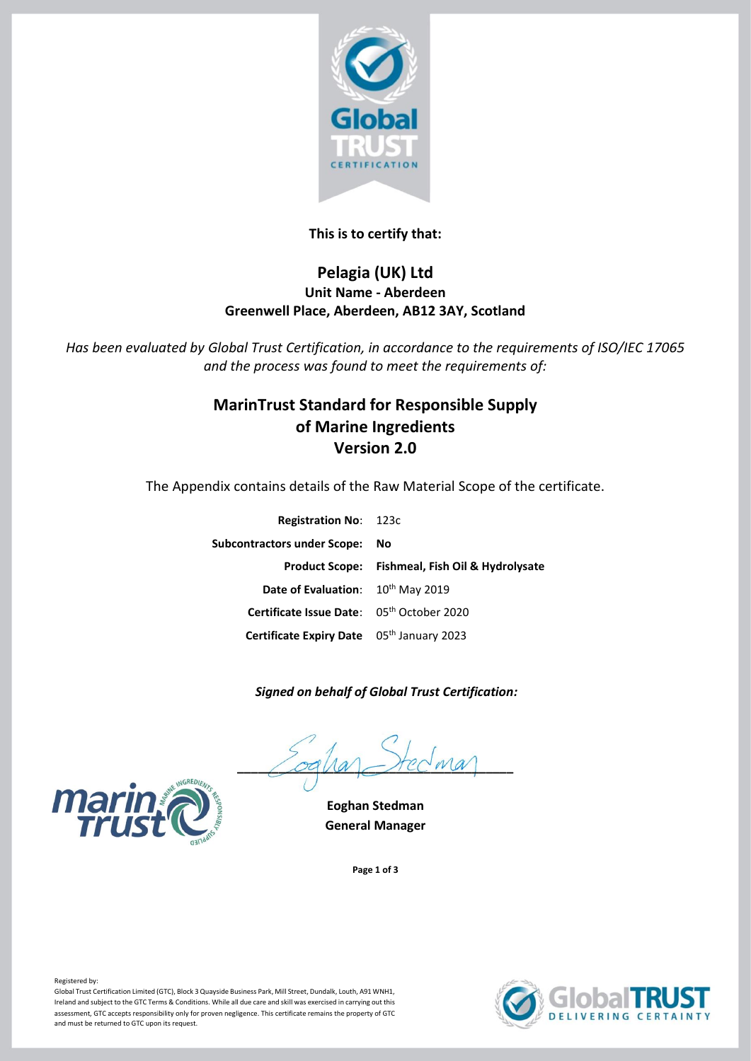**This is to certify that:**

## Pelagia (UK) Ltd

**Unit Name - Aberdeen**

**Greenwell Place, Aberdeen, AB12 3AY, Scotland**

*Has been evaluated by Global Trust Certification, in accordance to the requirements of ISO/IEC 17065 and the process was found to meet the requirements of:*

## MarinTrust Standard for Responsible Supply of Marine Ingredients Version 2.0

The Appendix contains details of the Raw Material Scope of the certificate.

**Registration No**: 123c

**Subcontractors under Scope:** **No**

**Product Scope:** **Fishmeal, Fish Oil & Hydrolysate**

**Date of Evaluation**: 10th May 2019

**Certificate Issue Date**: 05th October 2020

**Certificate Expiry Date** 05th January 2023

***Signed on behalf of Global Trust Certification:***

**Eoghan Stedman**

**General Manager**

Registered by:

Global Trust Certification Limited (GTC), Block 3 Quayside Business Park, Mill Street, Dundalk, Louth, A91 WNH1, Ireland and subject to the GTC Terms & Conditions. While all due care and skill was exercised in carrying out this assessment, GTC accepts responsibility only for proven negligence. This certificate remains the property of GTC and must be returned to GTC upon its request.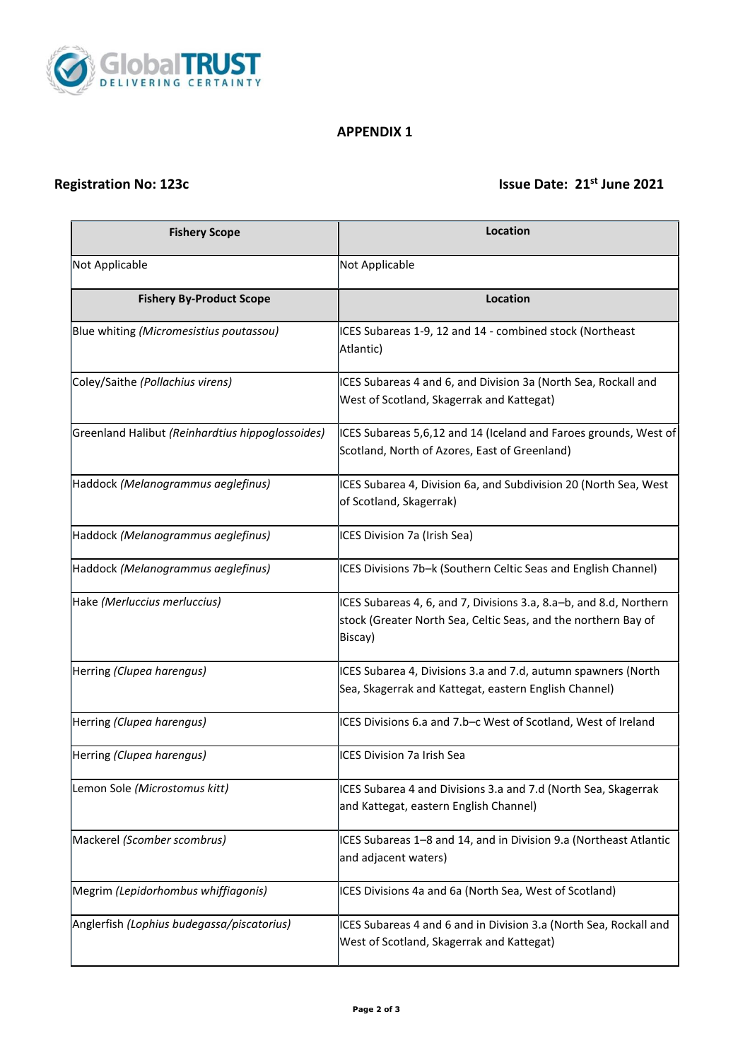## APPENDIX 1

**Registration No: 123c** **Issue Date: 21st June 2021**

| Fishery Scope | Location |
|---|---|
| Not Applicable | Not Applicable |
| **Fishery By-Product Scope** | **Location** |
| Blue whiting *(Micromesistius poutassou)* | ICES Subareas 1-9, 12 and 14 - combined stock (Northeast Atlantic) |
| Coley/Saithe *(Pollachius virens)* | ICES Subareas 4 and 6, and Division 3a (North Sea, Rockall and West of Scotland, Skagerrak and Kattegat) |
| Greenland Halibut *(Reinhardtius hippoglossoides)* | ICES Subareas 5,6,12 and 14 (Iceland and Faroes grounds, West of Scotland, North of Azores, East of Greenland) |
| Haddock *(Melanogrammus aeglefinus)* | ICES Subarea 4, Division 6a, and Subdivision 20 (North Sea, West of Scotland, Skagerrak) |
| Haddock *(Melanogrammus aeglefinus)* | ICES Division 7a (Irish Sea) |
| Haddock *(Melanogrammus aeglefinus)* | ICES Divisions 7b–k (Southern Celtic Seas and English Channel) |
| Hake *(Merluccius merluccius)* | ICES Subareas 4, 6, and 7, Divisions 3.a, 8.a–b, and 8.d, Northern stock (Greater North Sea, Celtic Seas, and the northern Bay of Biscay) |
| Herring *(Clupea harengus)* | ICES Subarea 4, Divisions 3.a and 7.d, autumn spawners (North Sea, Skagerrak and Kattegat, eastern English Channel) |
| Herring *(Clupea harengus)* | ICES Divisions 6.a and 7.b–c West of Scotland, West of Ireland |
| Herring *(Clupea harengus)* | ICES Division 7a Irish Sea |
| Lemon Sole *(Microstomus kitt)* | ICES Subarea 4 and Divisions 3.a and 7.d (North Sea, Skagerrak and Kattegat, eastern English Channel) |
| Mackerel *(Scomber scombrus)* | ICES Subareas 1–8 and 14, and in Division 9.a (Northeast Atlantic and adjacent waters) |
| Megrim *(Lepidorhombus whiffiagonis)* | ICES Divisions 4a and 6a (North Sea, West of Scotland) |
| Anglerfish *(Lophius budegassa/piscatorius)* | ICES Subareas 4 and 6 and in Division 3.a (North Sea, Rockall and West of Scotland, Skagerrak and Kattegat) |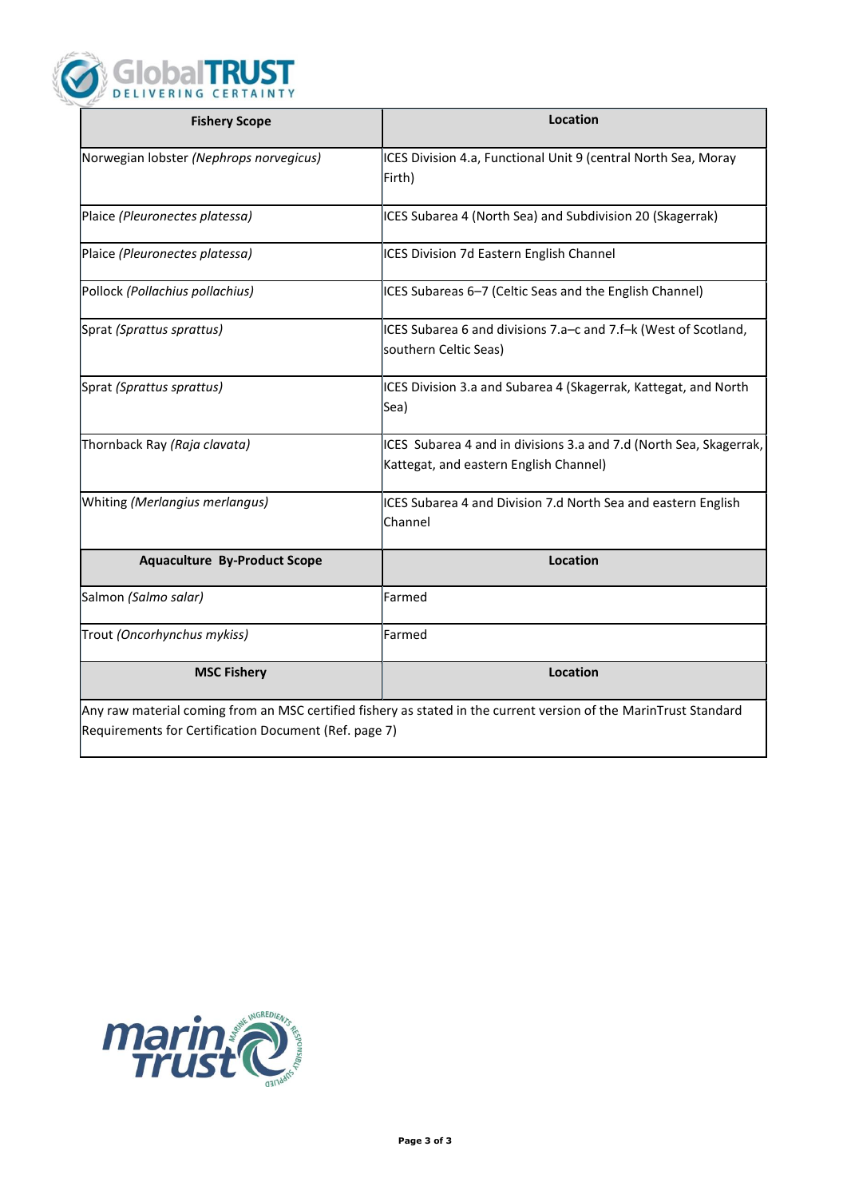| Fishery Scope | Location |
|---|---|
| Norwegian lobster *(Nephrops norvegicus)* | ICES Division 4.a, Functional Unit 9 (central North Sea, Moray Firth) |
| Plaice *(Pleuronectes platessa)* | ICES Subarea 4 (North Sea) and Subdivision 20 (Skagerrak) |
| Plaice *(Pleuronectes platessa)* | ICES Division 7d Eastern English Channel |
| Pollock *(Pollachius pollachius)* | ICES Subareas 6–7 (Celtic Seas and the English Channel) |
| Sprat *(Sprattus sprattus)* | ICES Subarea 6 and divisions 7.a–c and 7.f–k (West of Scotland, southern Celtic Seas) |
| Sprat *(Sprattus sprattus)* | ICES Division 3.a and Subarea 4 (Skagerrak, Kattegat, and North Sea) |
| Thornback Ray *(Raja clavata)* | ICES Subarea 4 and in divisions 3.a and 7.d (North Sea, Skagerrak, Kattegat, and eastern English Channel) |
| Whiting *(Merlangius merlangus)* | ICES Subarea 4 and Division 7.d North Sea and eastern English Channel |
| **Aquaculture By-Product Scope** | **Location** |
| Salmon *(Salmo salar)* | Farmed |
| Trout *(Oncorhynchus mykiss)* | Farmed |
| **MSC Fishery** | **Location** |
| Any raw material coming from an MSC certified fishery as stated in the current version of the MarinTrust Standard Requirements for Certification Document (Ref. page 7) | |